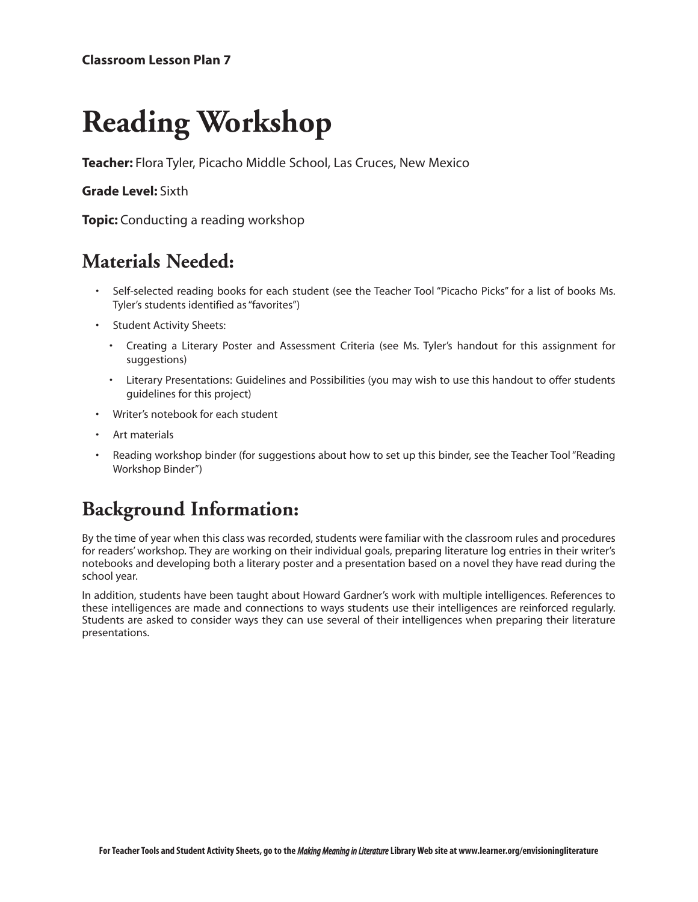**Classroom Lesson Plan 7**

# Reading Workshop

**Teacher:** Flora Tyler, Picacho Middle School, Las Cruces, New Mexico

**Grade Level:** Sixth

**Topic:** Conducting a reading workshop

## Materials Needed:

- Self-selected reading books for each student (see the Teacher Tool "Picacho Picks" for a list of books Ms. Tyler's students identified as "favorites")
- Student Activity Sheets:
  - Creating a Literary Poster and Assessment Criteria (see Ms. Tyler's handout for this assignment for suggestions)
  - Literary Presentations: Guidelines and Possibilities (you may wish to use this handout to offer students guidelines for this project)
- Writer's notebook for each student
- Art materials
- Reading workshop binder (for suggestions about how to set up this binder, see the Teacher Tool "Reading Workshop Binder")

## Background Information:

By the time of year when this class was recorded, students were familiar with the classroom rules and procedures for readers' workshop. They are working on their individual goals, preparing literature log entries in their writer's notebooks and developing both a literary poster and a presentation based on a novel they have read during the school year.

In addition, students have been taught about Howard Gardner's work with multiple intelligences. References to these intelligences are made and connections to ways students use their intelligences are reinforced regularly. Students are asked to consider ways they can use several of their intelligences when preparing their literature presentations.

For Teacher Tools and Student Activity Sheets, go to the *Making Meaning in Literature* Library Web site at www.learner.org/envisioningliterature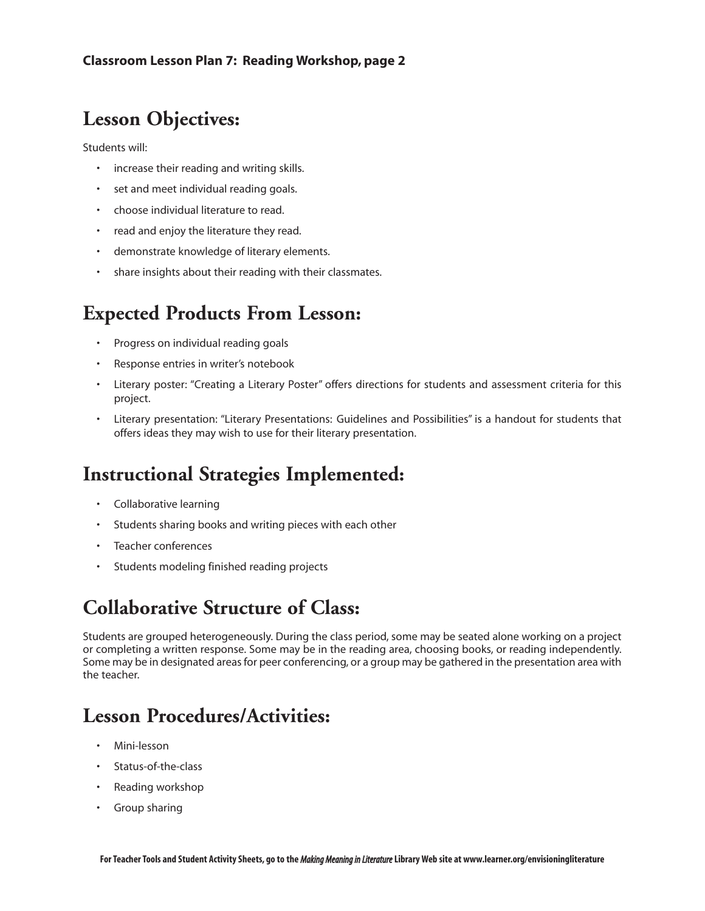## Lesson Objectives:

Students will:

- increase their reading and writing skills.
- set and meet individual reading goals.
- choose individual literature to read.
- read and enjoy the literature they read.
- demonstrate knowledge of literary elements.
- share insights about their reading with their classmates.

## Expected Products From Lesson:

- Progress on individual reading goals
- Response entries in writer's notebook
- Literary poster: "Creating a Literary Poster" offers directions for students and assessment criteria for this project.
- Literary presentation: "Literary Presentations: Guidelines and Possibilities" is a handout for students that offers ideas they may wish to use for their literary presentation.

## Instructional Strategies Implemented:

- Collaborative learning
- Students sharing books and writing pieces with each other
- Teacher conferences
- Students modeling finished reading projects

## Collaborative Structure of Class:

Students are grouped heterogeneously. During the class period, some may be seated alone working on a project or completing a written response. Some may be in the reading area, choosing books, or reading independently. Some may be in designated areas for peer conferencing, or a group may be gathered in the presentation area with the teacher.

## Lesson Procedures/Activities:

- Mini-lesson
- Status-of-the-class
- Reading workshop
- Group sharing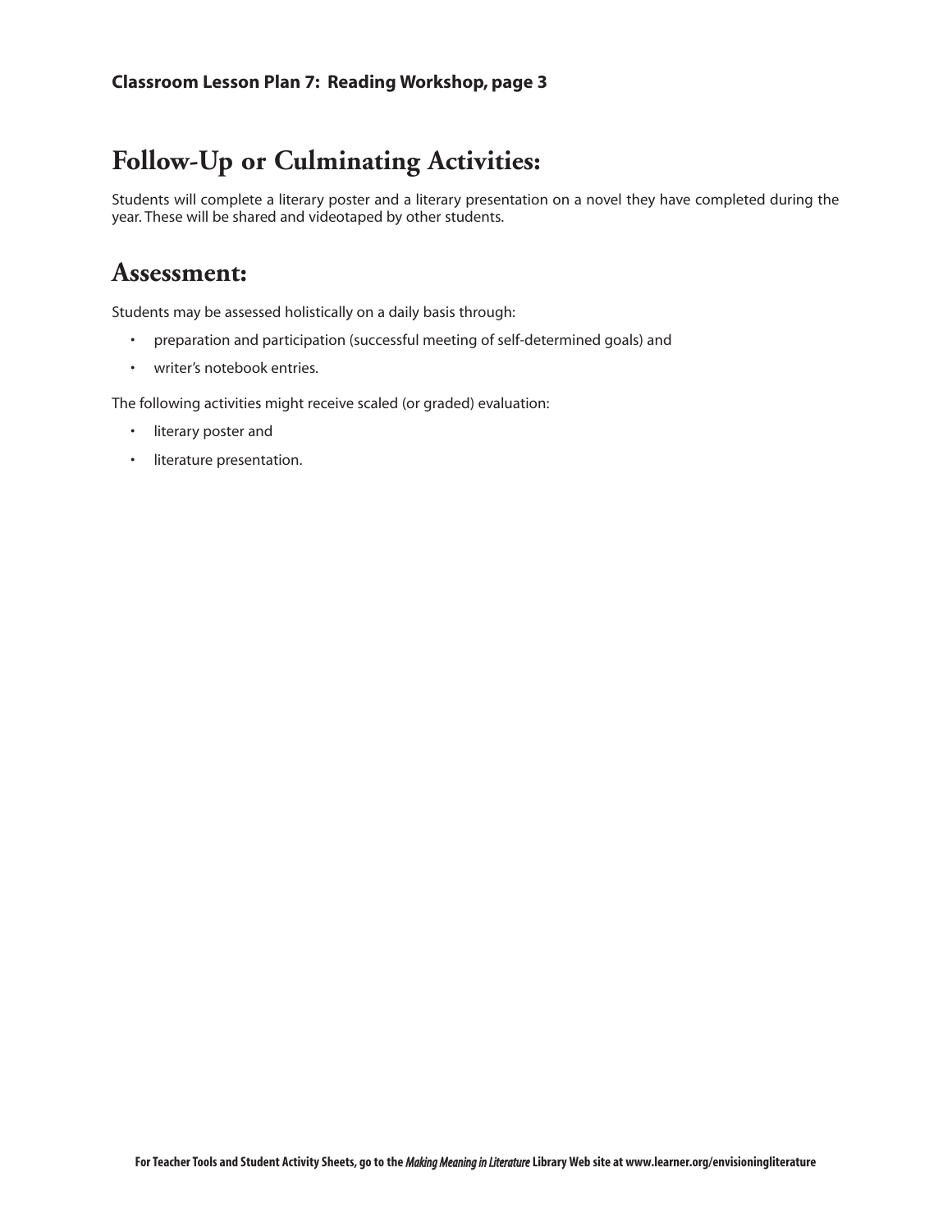## Follow-Up or Culminating Activities:

Students will complete a literary poster and a literary presentation on a novel they have completed during the year. These will be shared and videotaped by other students.

## Assessment:

Students may be assessed holistically on a daily basis through:

- preparation and participation (successful meeting of self-determined goals) and
- writer's notebook entries.

The following activities might receive scaled (or graded) evaluation:

- literary poster and
- literature presentation.